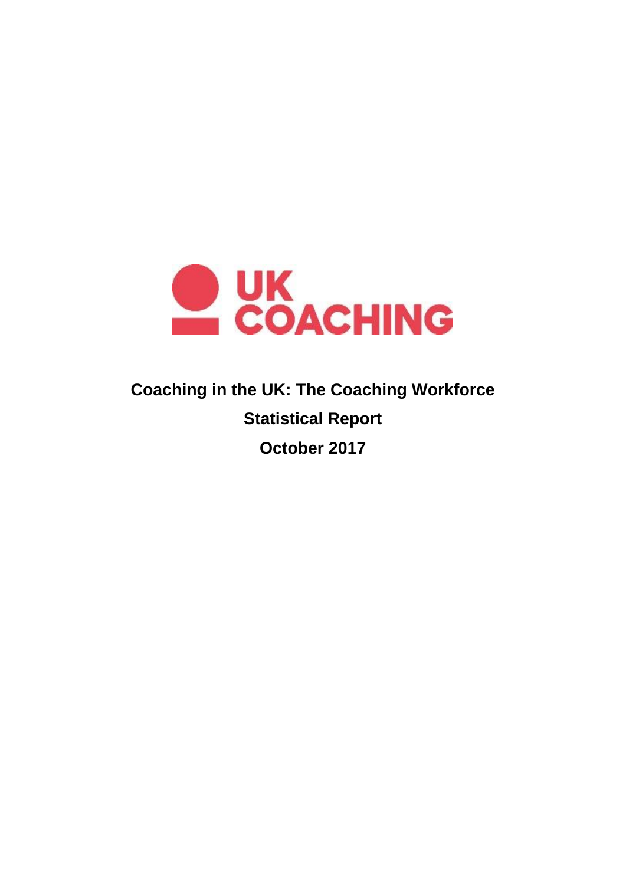UK COACHING

# Coaching in the UK: The Coaching Workforce

## Statistical Report

## October 2017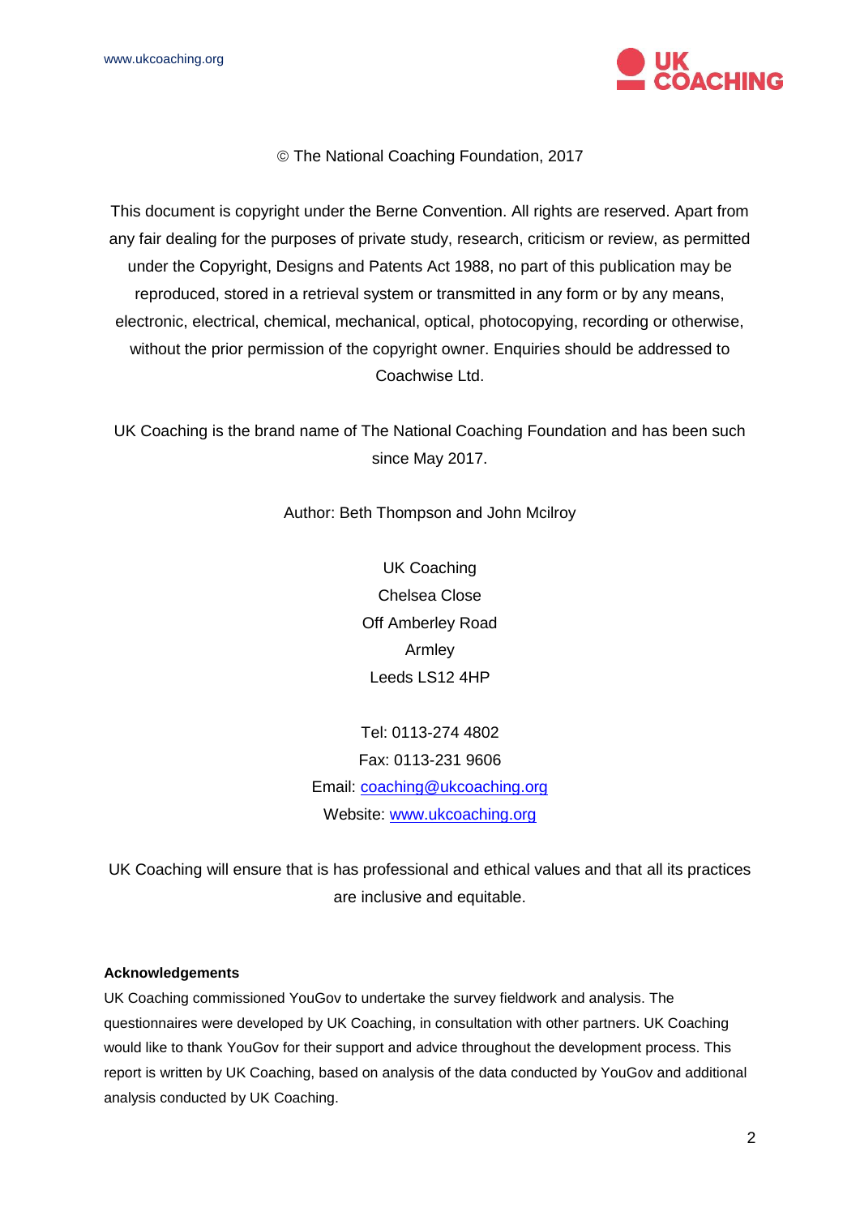© The National Coaching Foundation, 2017

This document is copyright under the Berne Convention. All rights are reserved. Apart from any fair dealing for the purposes of private study, research, criticism or review, as permitted under the Copyright, Designs and Patents Act 1988, no part of this publication may be reproduced, stored in a retrieval system or transmitted in any form or by any means, electronic, electrical, chemical, mechanical, optical, photocopying, recording or otherwise, without the prior permission of the copyright owner. Enquiries should be addressed to Coachwise Ltd.

UK Coaching is the brand name of The National Coaching Foundation and has been such since May 2017.

Author: Beth Thompson and John Mcilroy

UK Coaching  
Chelsea Close  
Off Amberley Road  
Armley  
Leeds LS12 4HP

Tel: 0113-274 4802  
Fax: 0113-231 9606  
Email: coaching@ukcoaching.org  
Website: www.ukcoaching.org

UK Coaching will ensure that is has professional and ethical values and that all its practices are inclusive and equitable.

**Acknowledgements**

UK Coaching commissioned YouGov to undertake the survey fieldwork and analysis. The questionnaires were developed by UK Coaching, in consultation with other partners. UK Coaching would like to thank YouGov for their support and advice throughout the development process. This report is written by UK Coaching, based on analysis of the data conducted by YouGov and additional analysis conducted by UK Coaching.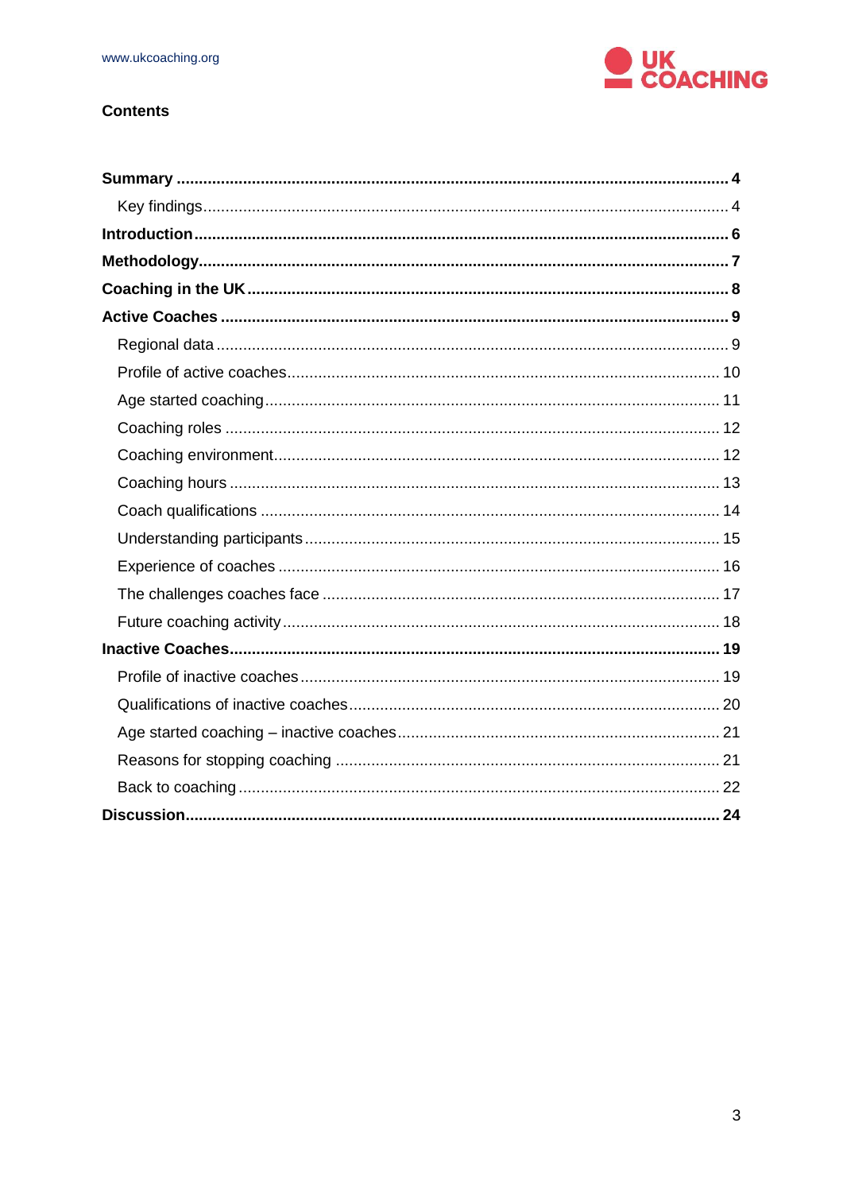## Contents

**Summary** ..... **4**

- Key findings ..... 4

**Introduction** ..... **6**

**Methodology** ..... **7**

**Coaching in the UK** ..... **8**

**Active Coaches** ..... **9**

- Regional data ..... 9
- Profile of active coaches ..... 10
- Age started coaching ..... 11
- Coaching roles ..... 12
- Coaching environment ..... 12
- Coaching hours ..... 13
- Coach qualifications ..... 14
- Understanding participants ..... 15
- Experience of coaches ..... 16
- The challenges coaches face ..... 17
- Future coaching activity ..... 18

**Inactive Coaches** ..... **19**

- Profile of inactive coaches ..... 19
- Qualifications of inactive coaches ..... 20
- Age started coaching – inactive coaches ..... 21
- Reasons for stopping coaching ..... 21
- Back to coaching ..... 22

**Discussion** ..... **24**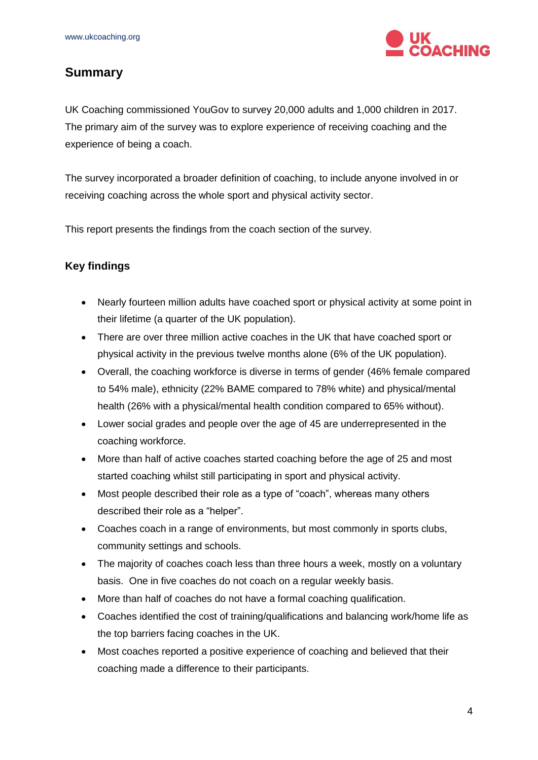## Summary

UK Coaching commissioned YouGov to survey 20,000 adults and 1,000 children in 2017. The primary aim of the survey was to explore experience of receiving coaching and the experience of being a coach.

The survey incorporated a broader definition of coaching, to include anyone involved in or receiving coaching across the whole sport and physical activity sector.

This report presents the findings from the coach section of the survey.

### Key findings

- Nearly fourteen million adults have coached sport or physical activity at some point in their lifetime (a quarter of the UK population).
- There are over three million active coaches in the UK that have coached sport or physical activity in the previous twelve months alone (6% of the UK population).
- Overall, the coaching workforce is diverse in terms of gender (46% female compared to 54% male), ethnicity (22% BAME compared to 78% white) and physical/mental health (26% with a physical/mental health condition compared to 65% without).
- Lower social grades and people over the age of 45 are underrepresented in the coaching workforce.
- More than half of active coaches started coaching before the age of 25 and most started coaching whilst still participating in sport and physical activity.
- Most people described their role as a type of "coach", whereas many others described their role as a "helper".
- Coaches coach in a range of environments, but most commonly in sports clubs, community settings and schools.
- The majority of coaches coach less than three hours a week, mostly on a voluntary basis. One in five coaches do not coach on a regular weekly basis.
- More than half of coaches do not have a formal coaching qualification.
- Coaches identified the cost of training/qualifications and balancing work/home life as the top barriers facing coaches in the UK.
- Most coaches reported a positive experience of coaching and believed that their coaching made a difference to their participants.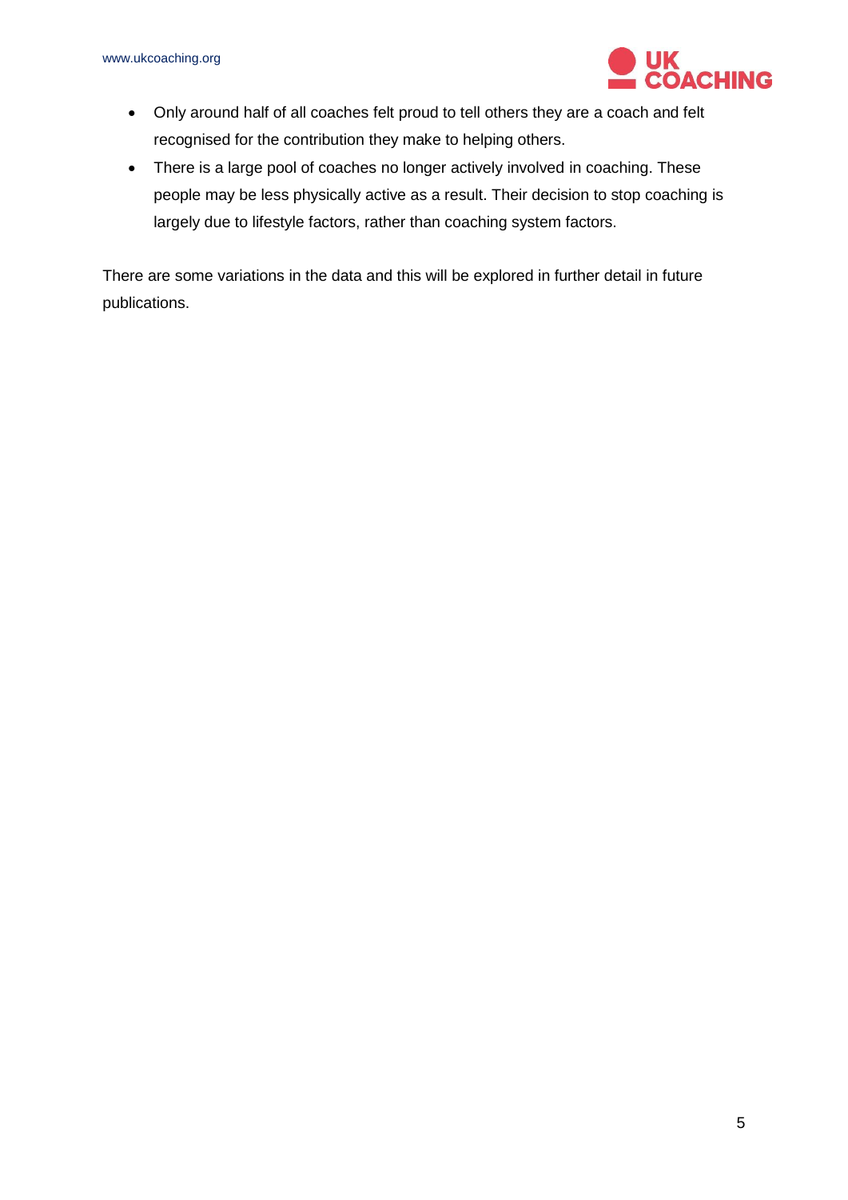- Only around half of all coaches felt proud to tell others they are a coach and felt recognised for the contribution they make to helping others.
- There is a large pool of coaches no longer actively involved in coaching. These people may be less physically active as a result. Their decision to stop coaching is largely due to lifestyle factors, rather than coaching system factors.

There are some variations in the data and this will be explored in further detail in future publications.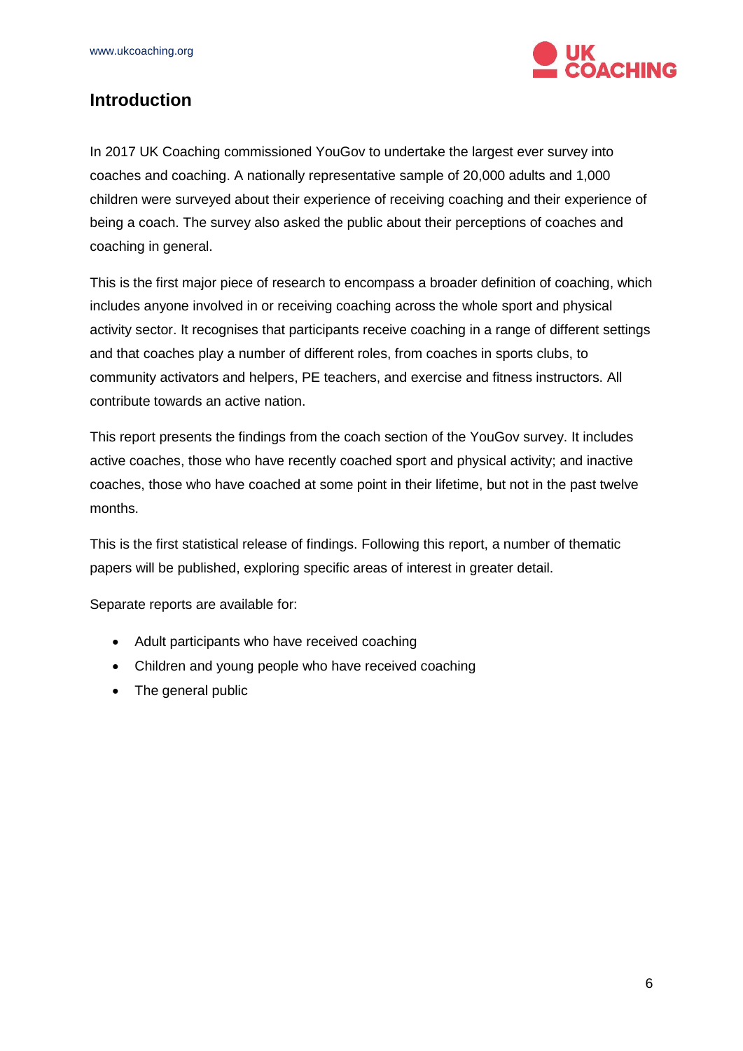## Introduction

In 2017 UK Coaching commissioned YouGov to undertake the largest ever survey into coaches and coaching. A nationally representative sample of 20,000 adults and 1,000 children were surveyed about their experience of receiving coaching and their experience of being a coach. The survey also asked the public about their perceptions of coaches and coaching in general.

This is the first major piece of research to encompass a broader definition of coaching, which includes anyone involved in or receiving coaching across the whole sport and physical activity sector. It recognises that participants receive coaching in a range of different settings and that coaches play a number of different roles, from coaches in sports clubs, to community activators and helpers, PE teachers, and exercise and fitness instructors. All contribute towards an active nation.

This report presents the findings from the coach section of the YouGov survey. It includes active coaches, those who have recently coached sport and physical activity; and inactive coaches, those who have coached at some point in their lifetime, but not in the past twelve months.

This is the first statistical release of findings. Following this report, a number of thematic papers will be published, exploring specific areas of interest in greater detail.

Separate reports are available for:

- Adult participants who have received coaching
- Children and young people who have received coaching
- The general public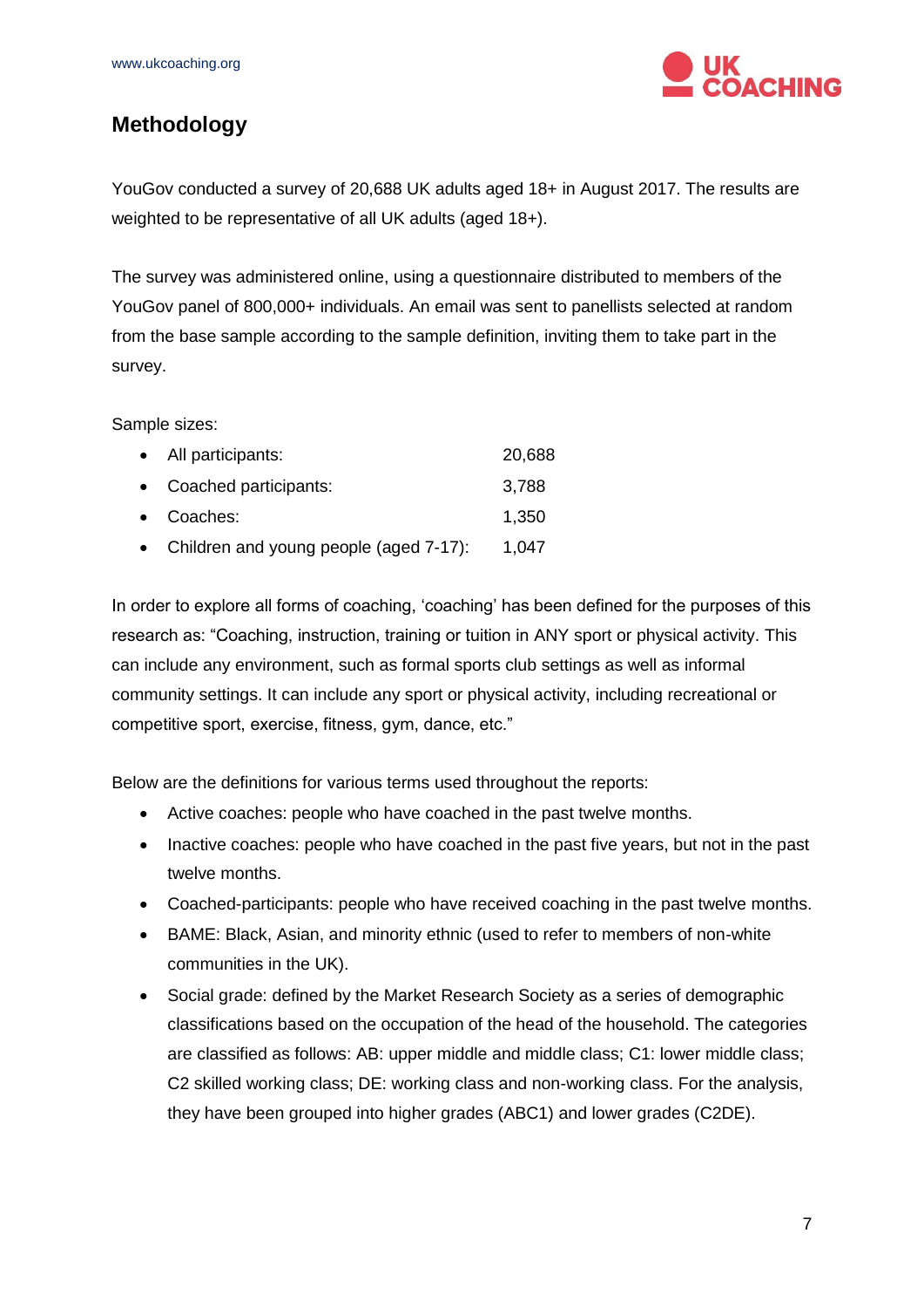## Methodology

YouGov conducted a survey of 20,688 UK adults aged 18+ in August 2017. The results are weighted to be representative of all UK adults (aged 18+).

The survey was administered online, using a questionnaire distributed to members of the YouGov panel of 800,000+ individuals. An email was sent to panellists selected at random from the base sample according to the sample definition, inviting them to take part in the survey.

Sample sizes:

- All participants: 20,688
- Coached participants: 3,788
- Coaches: 1,350
- Children and young people (aged 7-17): 1,047

In order to explore all forms of coaching, 'coaching' has been defined for the purposes of this research as: "Coaching, instruction, training or tuition in ANY sport or physical activity. This can include any environment, such as formal sports club settings as well as informal community settings. It can include any sport or physical activity, including recreational or competitive sport, exercise, fitness, gym, dance, etc."

Below are the definitions for various terms used throughout the reports:

- Active coaches: people who have coached in the past twelve months.
- Inactive coaches: people who have coached in the past five years, but not in the past twelve months.
- Coached-participants: people who have received coaching in the past twelve months.
- BAME: Black, Asian, and minority ethnic (used to refer to members of non-white communities in the UK).
- Social grade: defined by the Market Research Society as a series of demographic classifications based on the occupation of the head of the household. The categories are classified as follows: AB: upper middle and middle class; C1: lower middle class; C2 skilled working class; DE: working class and non-working class. For the analysis, they have been grouped into higher grades (ABC1) and lower grades (C2DE).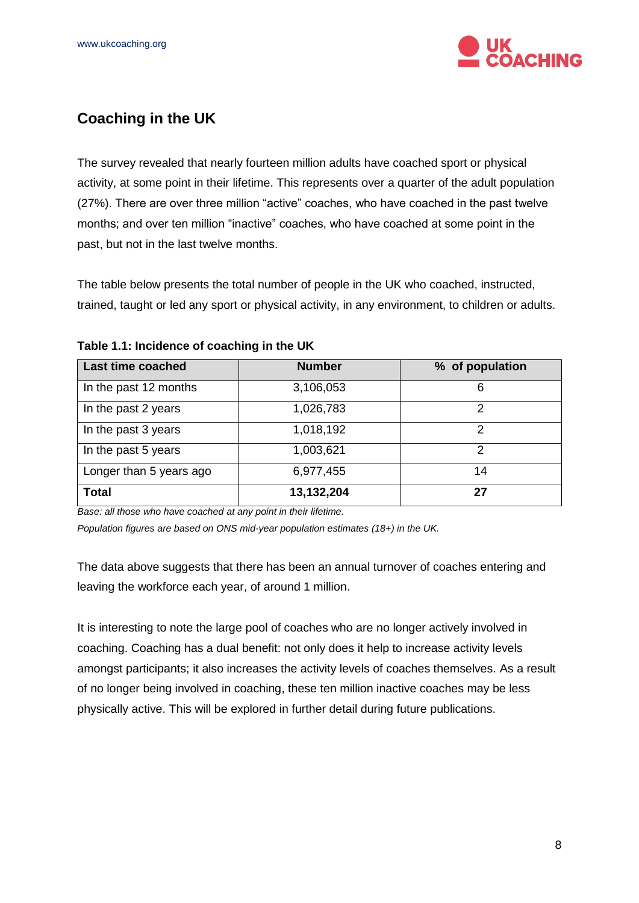## Coaching in the UK

The survey revealed that nearly fourteen million adults have coached sport or physical activity, at some point in their lifetime. This represents over a quarter of the adult population (27%). There are over three million "active" coaches, who have coached in the past twelve months; and over ten million "inactive" coaches, who have coached at some point in the past, but not in the last twelve months.

The table below presents the total number of people in the UK who coached, instructed, trained, taught or led any sport or physical activity, in any environment, to children or adults.

**Table 1.1: Incidence of coaching in the UK**

| Last time coached | Number | % of population |
|---|---|---|
| In the past 12 months | 3,106,053 | 6 |
| In the past 2 years | 1,026,783 | 2 |
| In the past 3 years | 1,018,192 | 2 |
| In the past 5 years | 1,003,621 | 2 |
| Longer than 5 years ago | 6,977,455 | 14 |
| **Total** | **13,132,204** | **27** |

*Base: all those who have coached at any point in their lifetime.*

*Population figures are based on ONS mid-year population estimates (18+) in the UK.*

The data above suggests that there has been an annual turnover of coaches entering and leaving the workforce each year, of around 1 million.

It is interesting to note the large pool of coaches who are no longer actively involved in coaching. Coaching has a dual benefit: not only does it help to increase activity levels amongst participants; it also increases the activity levels of coaches themselves. As a result of no longer being involved in coaching, these ten million inactive coaches may be less physically active. This will be explored in further detail during future publications.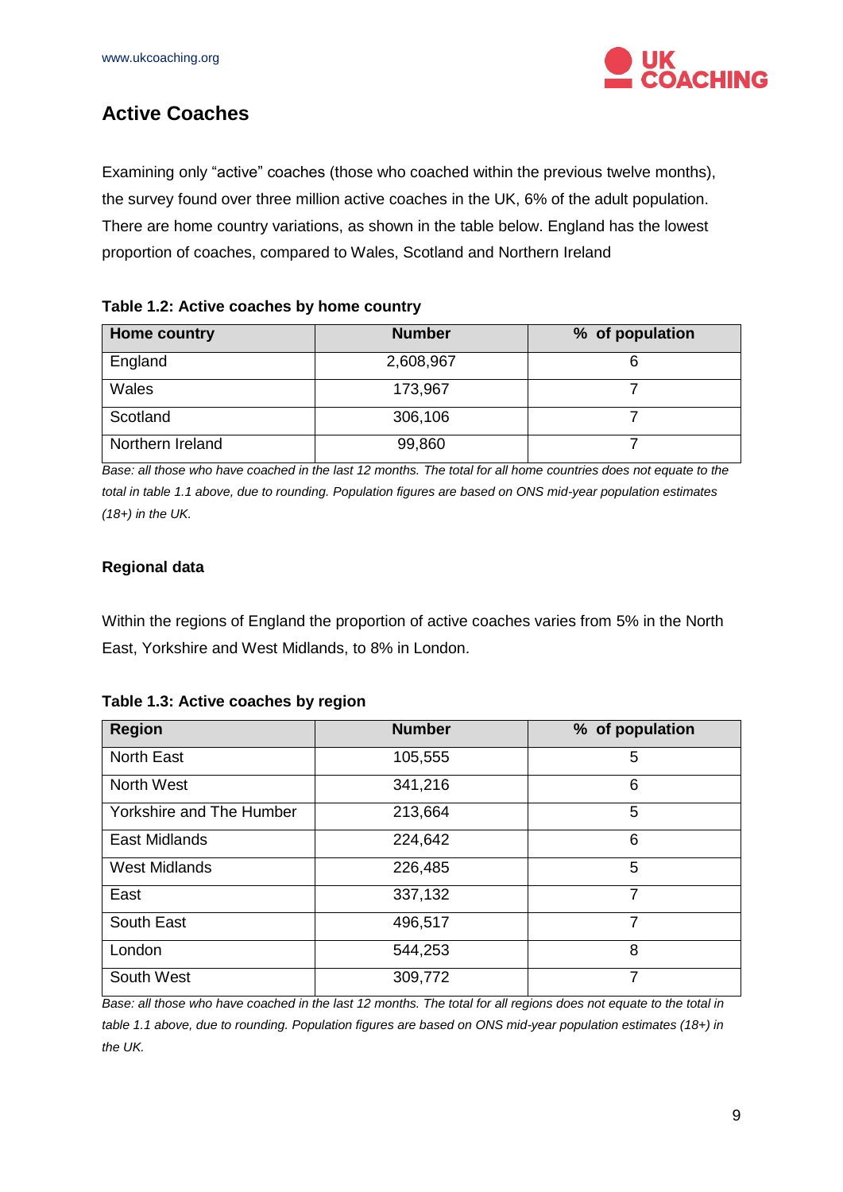## Active Coaches

Examining only "active" coaches (those who coached within the previous twelve months), the survey found over three million active coaches in the UK, 6% of the adult population. There are home country variations, as shown in the table below. England has the lowest proportion of coaches, compared to Wales, Scotland and Northern Ireland

**Table 1.2: Active coaches by home country**

| Home country | Number | % of population |
|---|---|---|
| England | 2,608,967 | 6 |
| Wales | 173,967 | 7 |
| Scotland | 306,106 | 7 |
| Northern Ireland | 99,860 | 7 |

*Base: all those who have coached in the last 12 months. The total for all home countries does not equate to the total in table 1.1 above, due to rounding. Population figures are based on ONS mid-year population estimates (18+) in the UK.*

### Regional data

Within the regions of England the proportion of active coaches varies from 5% in the North East, Yorkshire and West Midlands, to 8% in London.

**Table 1.3: Active coaches by region**

| Region | Number | % of population |
|---|---|---|
| North East | 105,555 | 5 |
| North West | 341,216 | 6 |
| Yorkshire and The Humber | 213,664 | 5 |
| East Midlands | 224,642 | 6 |
| West Midlands | 226,485 | 5 |
| East | 337,132 | 7 |
| South East | 496,517 | 7 |
| London | 544,253 | 8 |
| South West | 309,772 | 7 |

*Base: all those who have coached in the last 12 months. The total for all regions does not equate to the total in table 1.1 above, due to rounding. Population figures are based on ONS mid-year population estimates (18+) in the UK.*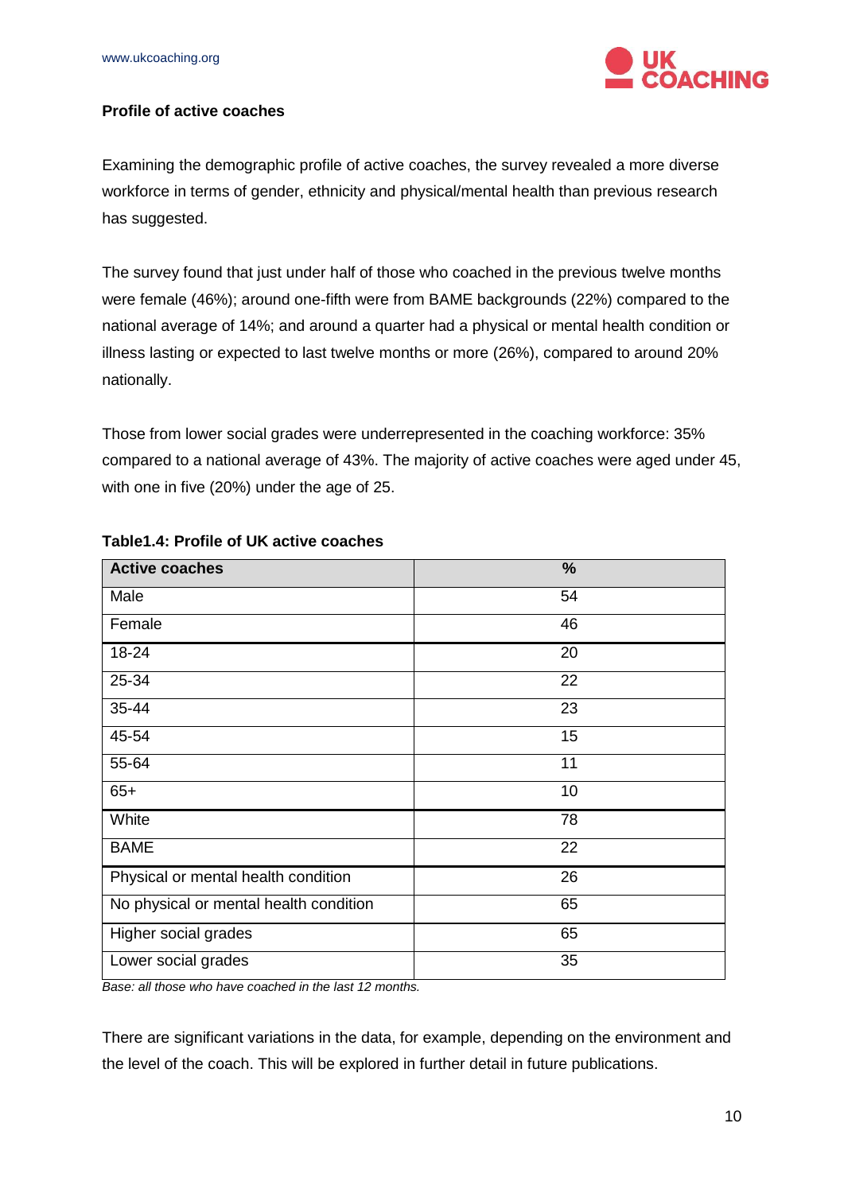**Profile of active coaches**

Examining the demographic profile of active coaches, the survey revealed a more diverse workforce in terms of gender, ethnicity and physical/mental health than previous research has suggested.

The survey found that just under half of those who coached in the previous twelve months were female (46%); around one-fifth were from BAME backgrounds (22%) compared to the national average of 14%; and around a quarter had a physical or mental health condition or illness lasting or expected to last twelve months or more (26%), compared to around 20% nationally.

Those from lower social grades were underrepresented in the coaching workforce: 35% compared to a national average of 43%. The majority of active coaches were aged under 45, with one in five (20%) under the age of 25.

**Table1.4: Profile of UK active coaches**

| Active coaches | % |
|---|---|
| Male | 54 |
| Female | 46 |
| 18-24 | 20 |
| 25-34 | 22 |
| 35-44 | 23 |
| 45-54 | 15 |
| 55-64 | 11 |
| 65+ | 10 |
| White | 78 |
| BAME | 22 |
| Physical or mental health condition | 26 |
| No physical or mental health condition | 65 |
| Higher social grades | 65 |
| Lower social grades | 35 |

*Base: all those who have coached in the last 12 months.*

There are significant variations in the data, for example, depending on the environment and the level of the coach. This will be explored in further detail in future publications.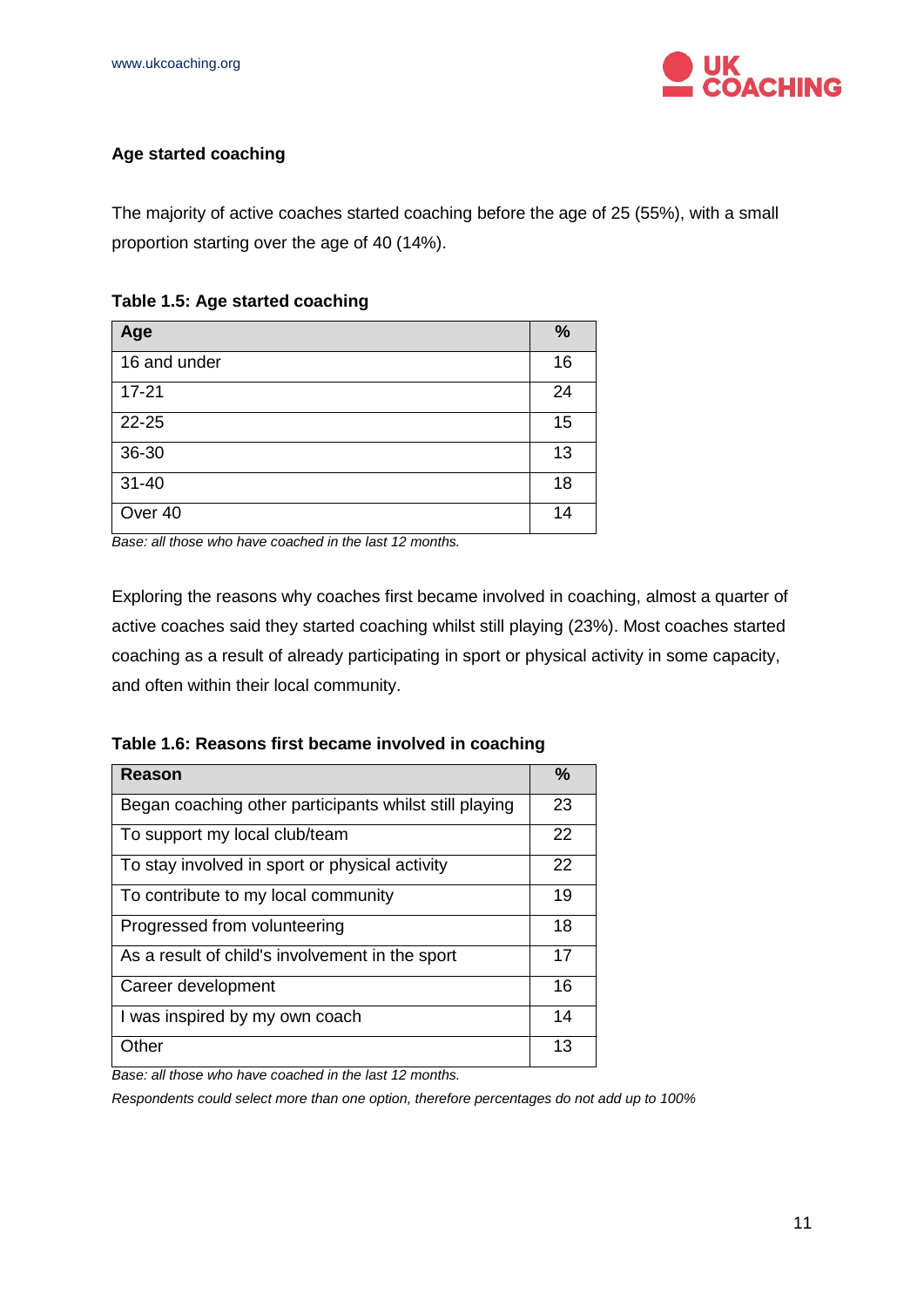### Age started coaching

The majority of active coaches started coaching before the age of 25 (55%), with a small proportion starting over the age of 40 (14%).

**Table 1.5: Age started coaching**

| Age | % |
| --- | --- |
| 16 and under | 16 |
| 17-21 | 24 |
| 22-25 | 15 |
| 36-30 | 13 |
| 31-40 | 18 |
| Over 40 | 14 |

*Base: all those who have coached in the last 12 months.*

Exploring the reasons why coaches first became involved in coaching, almost a quarter of active coaches said they started coaching whilst still playing (23%). Most coaches started coaching as a result of already participating in sport or physical activity in some capacity, and often within their local community.

**Table 1.6: Reasons first became involved in coaching**

| Reason | % |
| --- | --- |
| Began coaching other participants whilst still playing | 23 |
| To support my local club/team | 22 |
| To stay involved in sport or physical activity | 22 |
| To contribute to my local community | 19 |
| Progressed from volunteering | 18 |
| As a result of child's involvement in the sport | 17 |
| Career development | 16 |
| I was inspired by my own coach | 14 |
| Other | 13 |

*Base: all those who have coached in the last 12 months.*

*Respondents could select more than one option, therefore percentages do not add up to 100%*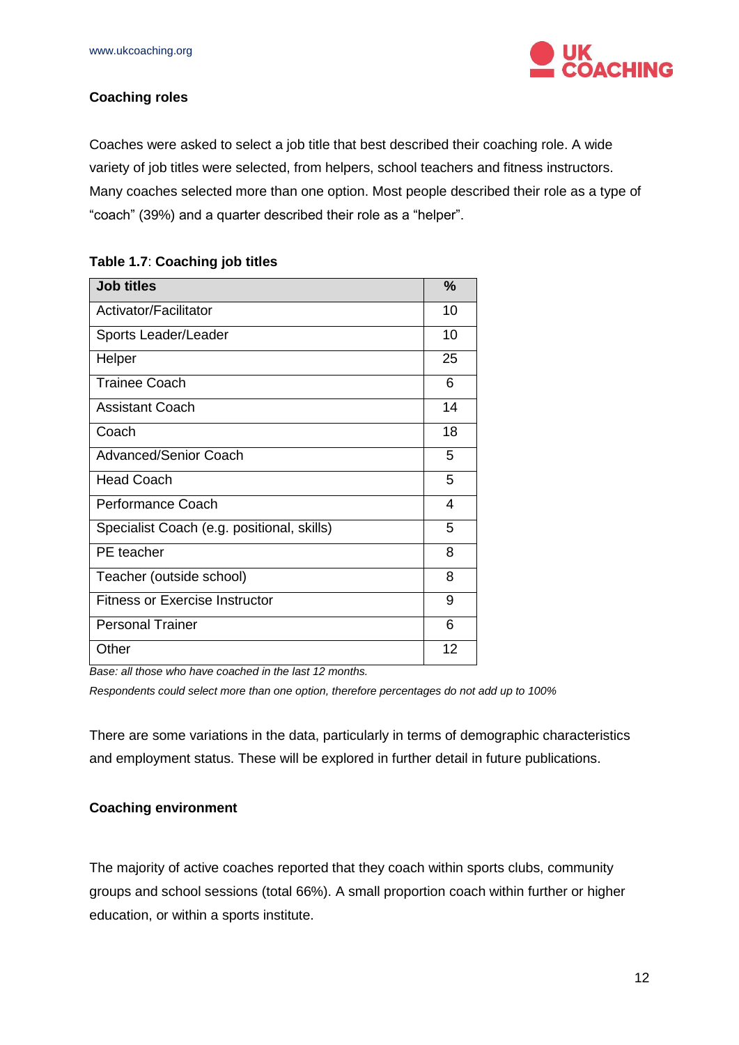### Coaching roles

Coaches were asked to select a job title that best described their coaching role. A wide variety of job titles were selected, from helpers, school teachers and fitness instructors. Many coaches selected more than one option. Most people described their role as a type of "coach" (39%) and a quarter described their role as a "helper".

**Table 1.7**: **Coaching job titles**

| Job titles | % |
|---|---|
| Activator/Facilitator | 10 |
| Sports Leader/Leader | 10 |
| Helper | 25 |
| Trainee Coach | 6 |
| Assistant Coach | 14 |
| Coach | 18 |
| Advanced/Senior Coach | 5 |
| Head Coach | 5 |
| Performance Coach | 4 |
| Specialist Coach (e.g. positional, skills) | 5 |
| PE teacher | 8 |
| Teacher (outside school) | 8 |
| Fitness or Exercise Instructor | 9 |
| Personal Trainer | 6 |
| Other | 12 |

*Base: all those who have coached in the last 12 months.*

*Respondents could select more than one option, therefore percentages do not add up to 100%*

There are some variations in the data, particularly in terms of demographic characteristics and employment status. These will be explored in further detail in future publications.

### Coaching environment

The majority of active coaches reported that they coach within sports clubs, community groups and school sessions (total 66%). A small proportion coach within further or higher education, or within a sports institute.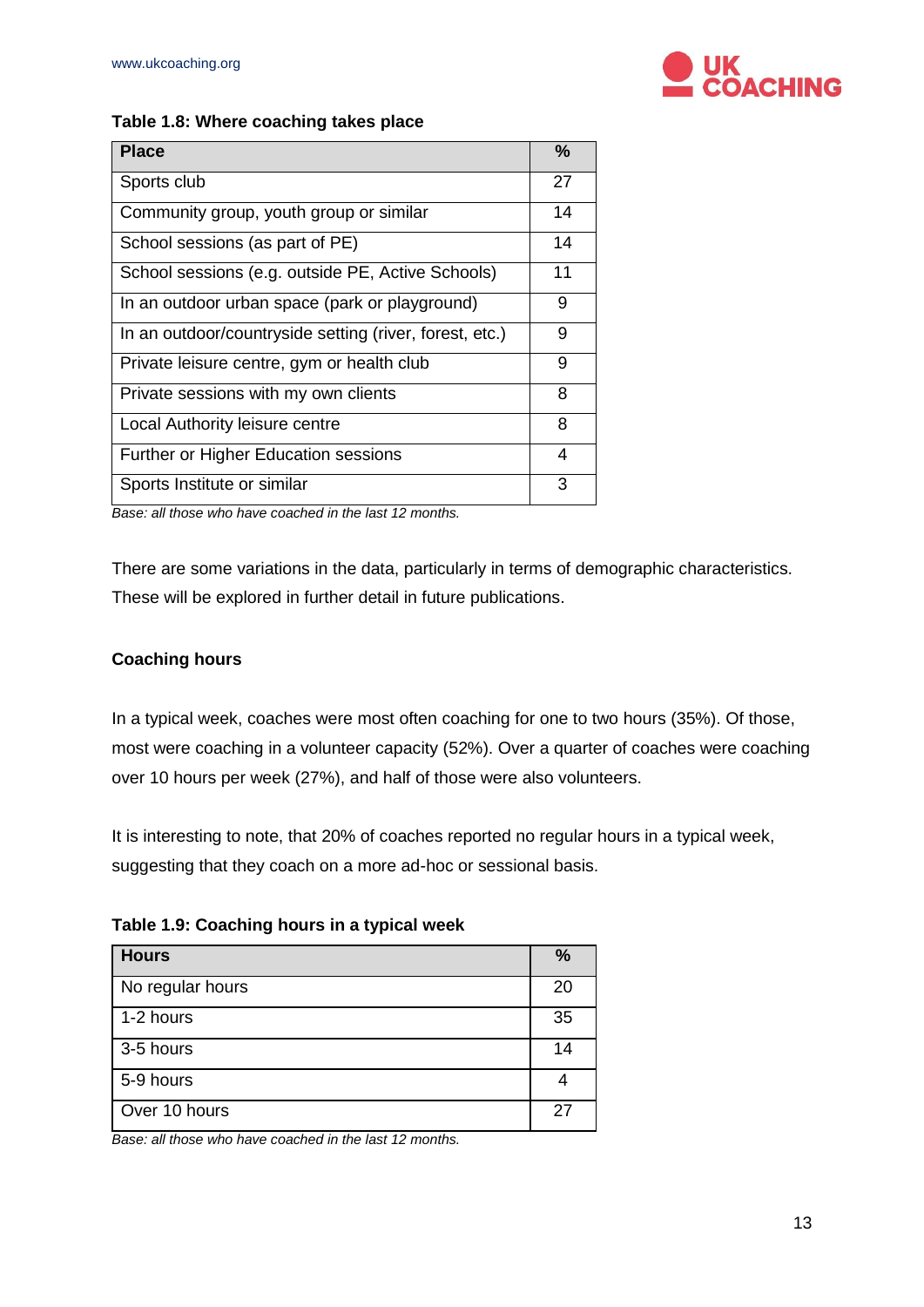**Table 1.8: Where coaching takes place**

| Place | % |
|---|---|
| Sports club | 27 |
| Community group, youth group or similar | 14 |
| School sessions (as part of PE) | 14 |
| School sessions (e.g. outside PE, Active Schools) | 11 |
| In an outdoor urban space (park or playground) | 9 |
| In an outdoor/countryside setting (river, forest, etc.) | 9 |
| Private leisure centre, gym or health club | 9 |
| Private sessions with my own clients | 8 |
| Local Authority leisure centre | 8 |
| Further or Higher Education sessions | 4 |
| Sports Institute or similar | 3 |

*Base: all those who have coached in the last 12 months.*

There are some variations in the data, particularly in terms of demographic characteristics. These will be explored in further detail in future publications.

**Coaching hours**

In a typical week, coaches were most often coaching for one to two hours (35%). Of those, most were coaching in a volunteer capacity (52%). Over a quarter of coaches were coaching over 10 hours per week (27%), and half of those were also volunteers.

It is interesting to note, that 20% of coaches reported no regular hours in a typical week, suggesting that they coach on a more ad-hoc or sessional basis.

**Table 1.9: Coaching hours in a typical week**

| Hours | % |
|---|---|
| No regular hours | 20 |
| 1-2 hours | 35 |
| 3-5 hours | 14 |
| 5-9 hours | 4 |
| Over 10 hours | 27 |

*Base: all those who have coached in the last 12 months.*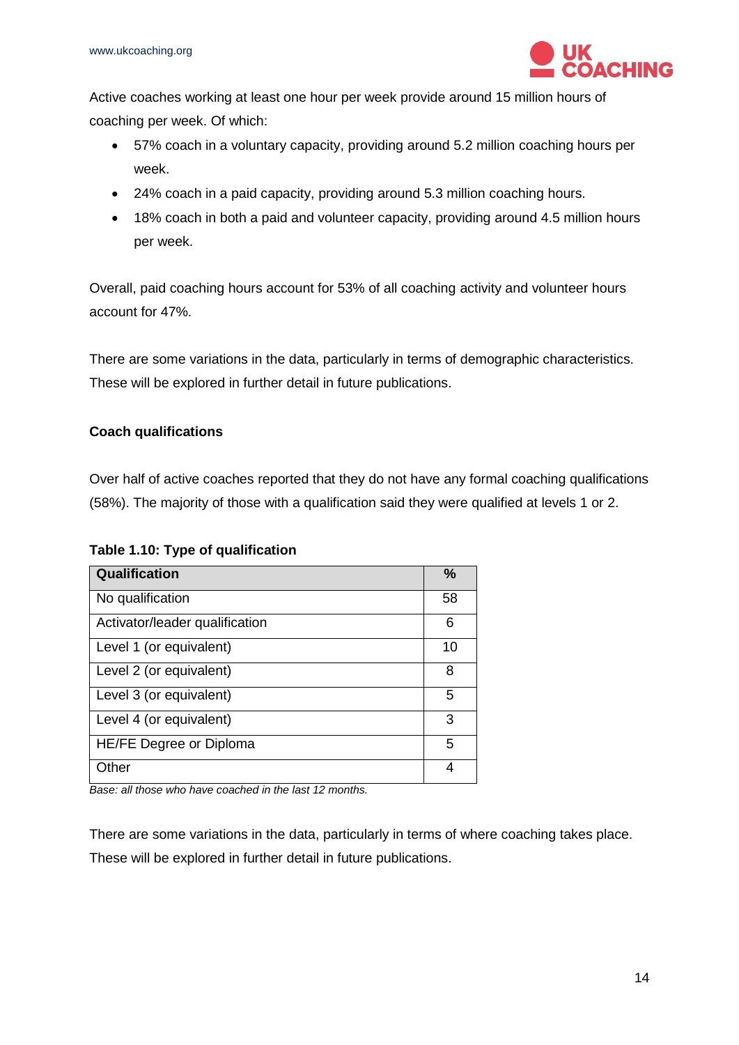Active coaches working at least one hour per week provide around 15 million hours of coaching per week. Of which:

- 57% coach in a voluntary capacity, providing around 5.2 million coaching hours per week.
- 24% coach in a paid capacity, providing around 5.3 million coaching hours.
- 18% coach in both a paid and volunteer capacity, providing around 4.5 million hours per week.

Overall, paid coaching hours account for 53% of all coaching activity and volunteer hours account for 47%.

There are some variations in the data, particularly in terms of demographic characteristics. These will be explored in further detail in future publications.

**Coach qualifications**

Over half of active coaches reported that they do not have any formal coaching qualifications (58%). The majority of those with a qualification said they were qualified at levels 1 or 2.

**Table 1.10: Type of qualification**

| Qualification | % |
|---|---|
| No qualification | 58 |
| Activator/leader qualification | 6 |
| Level 1 (or equivalent) | 10 |
| Level 2 (or equivalent) | 8 |
| Level 3 (or equivalent) | 5 |
| Level 4 (or equivalent) | 3 |
| HE/FE Degree or Diploma | 5 |
| Other | 4 |

*Base: all those who have coached in the last 12 months.*

There are some variations in the data, particularly in terms of where coaching takes place. These will be explored in further detail in future publications.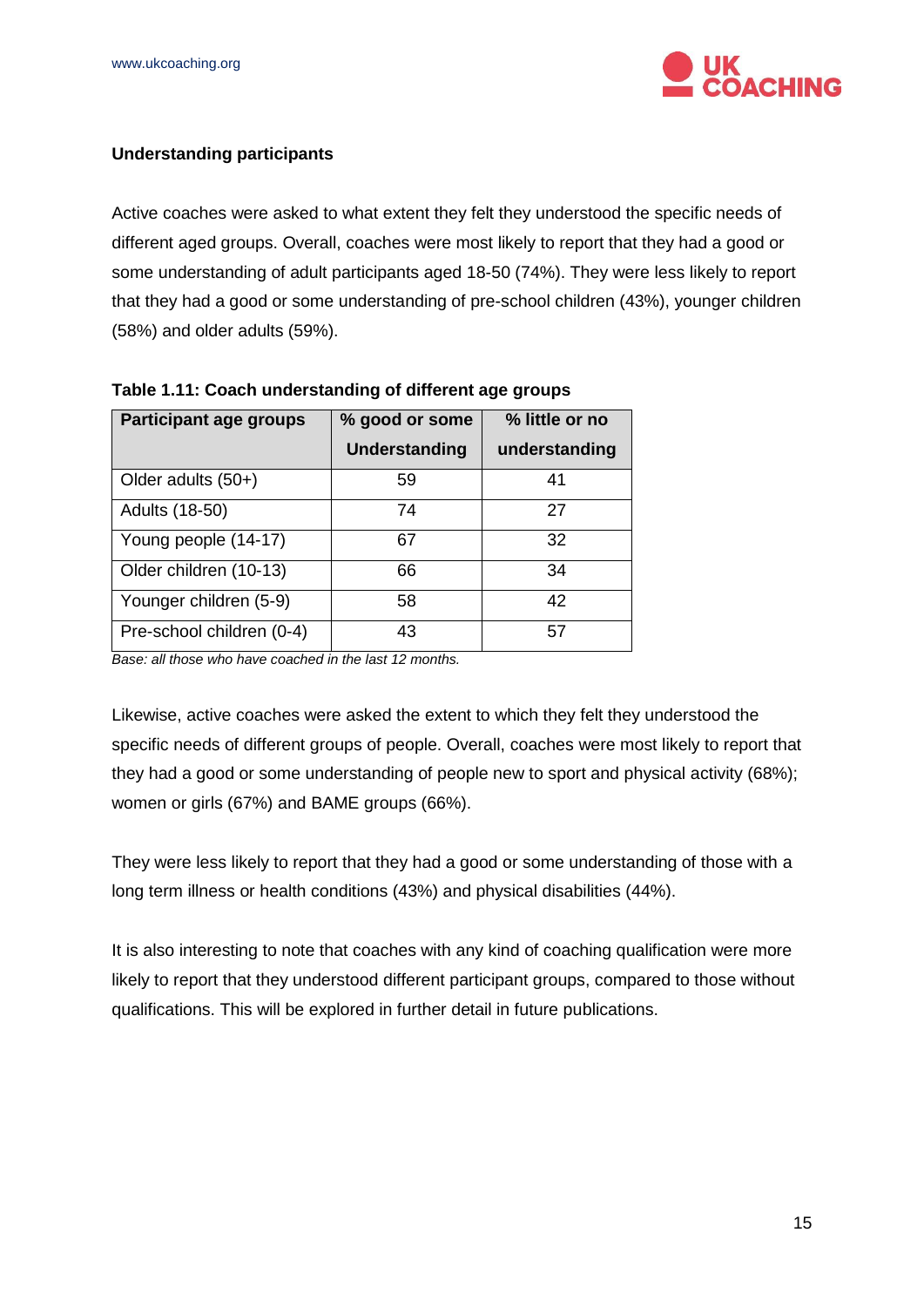**Understanding participants**

Active coaches were asked to what extent they felt they understood the specific needs of different aged groups. Overall, coaches were most likely to report that they had a good or some understanding of adult participants aged 18-50 (74%). They were less likely to report that they had a good or some understanding of pre-school children (43%), younger children (58%) and older adults (59%).

**Table 1.11: Coach understanding of different age groups**

| Participant age groups | % good or some Understanding | % little or no understanding |
|---|---|---|
| Older adults (50+) | 59 | 41 |
| Adults (18-50) | 74 | 27 |
| Young people (14-17) | 67 | 32 |
| Older children (10-13) | 66 | 34 |
| Younger children (5-9) | 58 | 42 |
| Pre-school children (0-4) | 43 | 57 |

*Base: all those who have coached in the last 12 months.*

Likewise, active coaches were asked the extent to which they felt they understood the specific needs of different groups of people. Overall, coaches were most likely to report that they had a good or some understanding of people new to sport and physical activity (68%); women or girls (67%) and BAME groups (66%).

They were less likely to report that they had a good or some understanding of those with a long term illness or health conditions (43%) and physical disabilities (44%).

It is also interesting to note that coaches with any kind of coaching qualification were more likely to report that they understood different participant groups, compared to those without qualifications. This will be explored in further detail in future publications.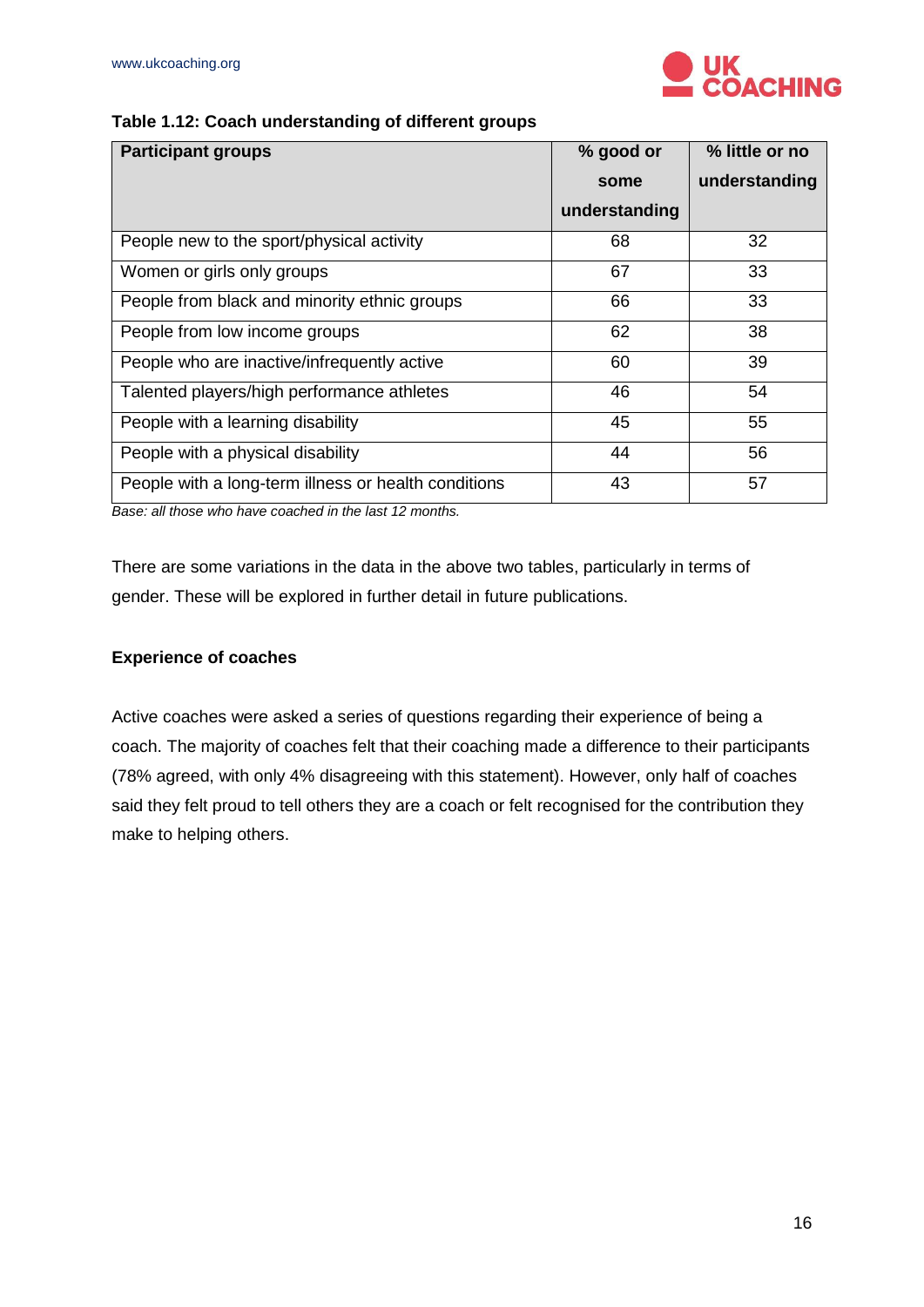**Table 1.12: Coach understanding of different groups**

| Participant groups | % good or some understanding | % little or no understanding |
|---|---|---|
| People new to the sport/physical activity | 68 | 32 |
| Women or girls only groups | 67 | 33 |
| People from black and minority ethnic groups | 66 | 33 |
| People from low income groups | 62 | 38 |
| People who are inactive/infrequently active | 60 | 39 |
| Talented players/high performance athletes | 46 | 54 |
| People with a learning disability | 45 | 55 |
| People with a physical disability | 44 | 56 |
| People with a long-term illness or health conditions | 43 | 57 |

*Base: all those who have coached in the last 12 months.*

There are some variations in the data in the above two tables, particularly in terms of gender. These will be explored in further detail in future publications.

**Experience of coaches**

Active coaches were asked a series of questions regarding their experience of being a coach. The majority of coaches felt that their coaching made a difference to their participants (78% agreed, with only 4% disagreeing with this statement). However, only half of coaches said they felt proud to tell others they are a coach or felt recognised for the contribution they make to helping others.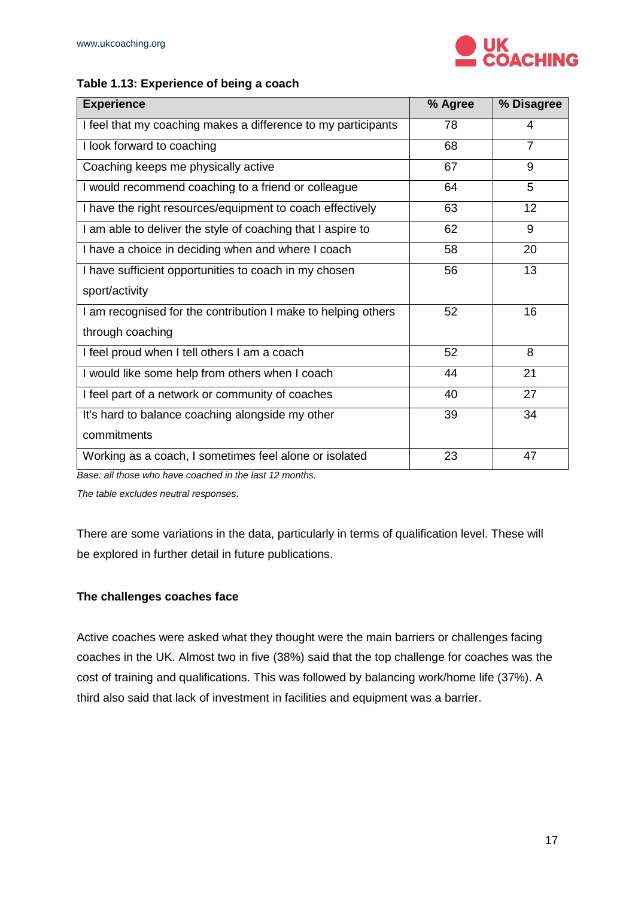**Table 1.13: Experience of being a coach**

| Experience | % Agree | % Disagree |
|---|---|---|
| I feel that my coaching makes a difference to my participants | 78 | 4 |
| I look forward to coaching | 68 | 7 |
| Coaching keeps me physically active | 67 | 9 |
| I would recommend coaching to a friend or colleague | 64 | 5 |
| I have the right resources/equipment to coach effectively | 63 | 12 |
| I am able to deliver the style of coaching that I aspire to | 62 | 9 |
| I have a choice in deciding when and where I coach | 58 | 20 |
| I have sufficient opportunities to coach in my chosen sport/activity | 56 | 13 |
| I am recognised for the contribution I make to helping others through coaching | 52 | 16 |
| I feel proud when I tell others I am a coach | 52 | 8 |
| I would like some help from others when I coach | 44 | 21 |
| I feel part of a network or community of coaches | 40 | 27 |
| It's hard to balance coaching alongside my other commitments | 39 | 34 |
| Working as a coach, I sometimes feel alone or isolated | 23 | 47 |

*Base: all those who have coached in the last 12 months.*

*The table excludes neutral responses.*

There are some variations in the data, particularly in terms of qualification level. These will be explored in further detail in future publications.

**The challenges coaches face**

Active coaches were asked what they thought were the main barriers or challenges facing coaches in the UK. Almost two in five (38%) said that the top challenge for coaches was the cost of training and qualifications. This was followed by balancing work/home life (37%). A third also said that lack of investment in facilities and equipment was a barrier.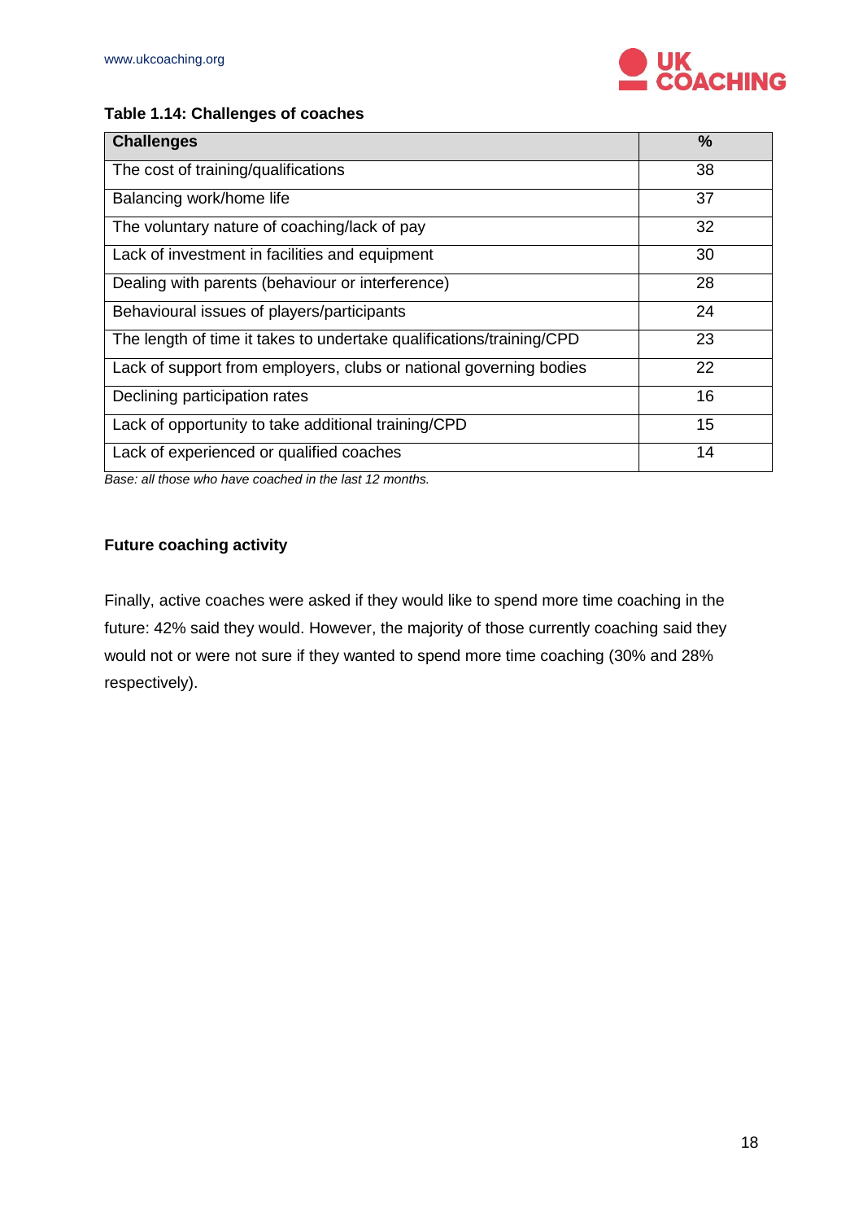**Table 1.14: Challenges of coaches**

| Challenges | % |
|---|---|
| The cost of training/qualifications | 38 |
| Balancing work/home life | 37 |
| The voluntary nature of coaching/lack of pay | 32 |
| Lack of investment in facilities and equipment | 30 |
| Dealing with parents (behaviour or interference) | 28 |
| Behavioural issues of players/participants | 24 |
| The length of time it takes to undertake qualifications/training/CPD | 23 |
| Lack of support from employers, clubs or national governing bodies | 22 |
| Declining participation rates | 16 |
| Lack of opportunity to take additional training/CPD | 15 |
| Lack of experienced or qualified coaches | 14 |

*Base: all those who have coached in the last 12 months.*

**Future coaching activity**

Finally, active coaches were asked if they would like to spend more time coaching in the future: 42% said they would. However, the majority of those currently coaching said they would not or were not sure if they wanted to spend more time coaching (30% and 28% respectively).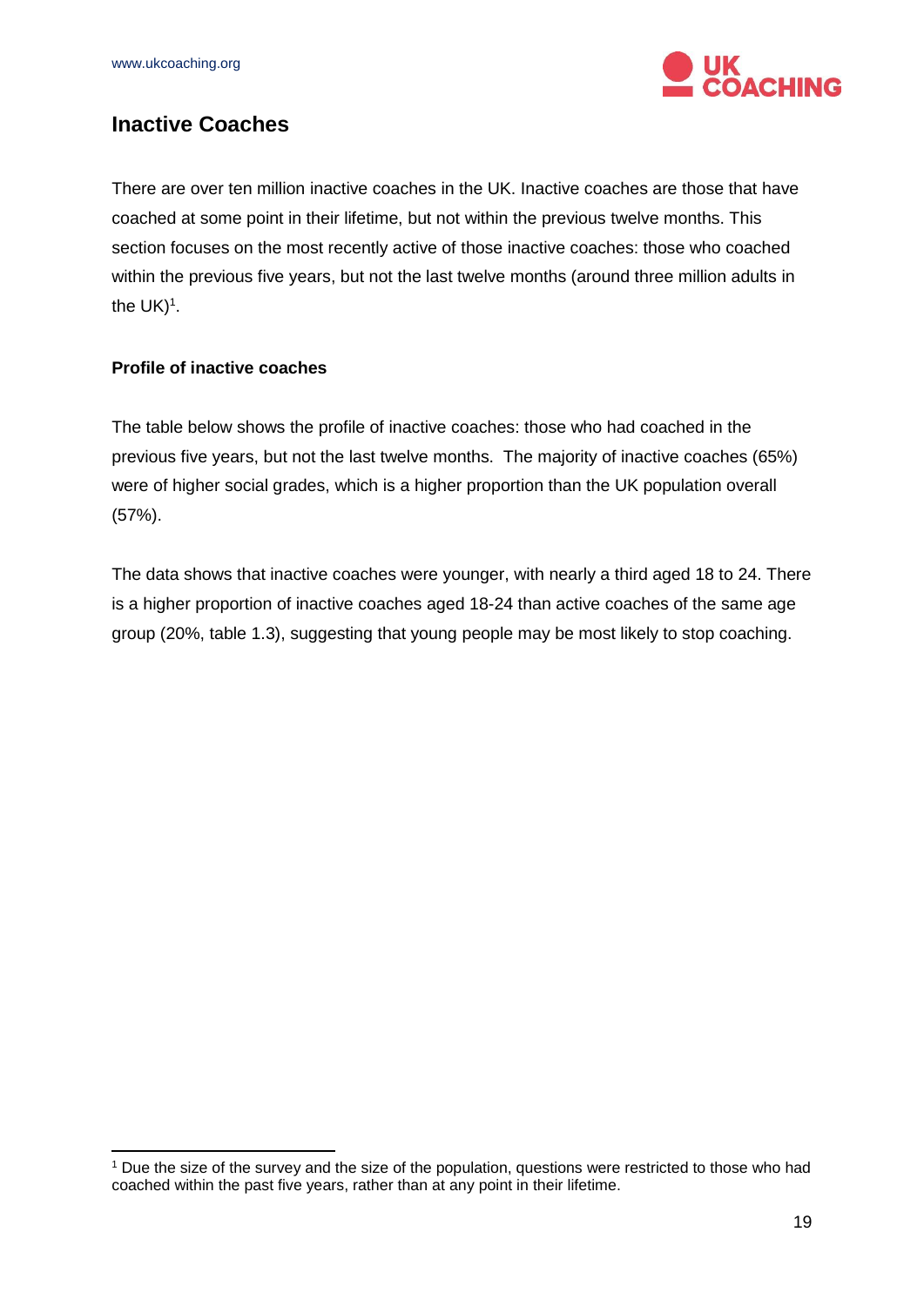## Inactive Coaches

There are over ten million inactive coaches in the UK. Inactive coaches are those that have coached at some point in their lifetime, but not within the previous twelve months. This section focuses on the most recently active of those inactive coaches: those who coached within the previous five years, but not the last twelve months (around three million adults in the UK)[1].

### Profile of inactive coaches

The table below shows the profile of inactive coaches: those who had coached in the previous five years, but not the last twelve months. The majority of inactive coaches (65%) were of higher social grades, which is a higher proportion than the UK population overall (57%).

The data shows that inactive coaches were younger, with nearly a third aged 18 to 24. There is a higher proportion of inactive coaches aged 18-24 than active coaches of the same age group (20%, table 1.3), suggesting that young people may be most likely to stop coaching.

---

[1] Due the size of the survey and the size of the population, questions were restricted to those who had coached within the past five years, rather than at any point in their lifetime.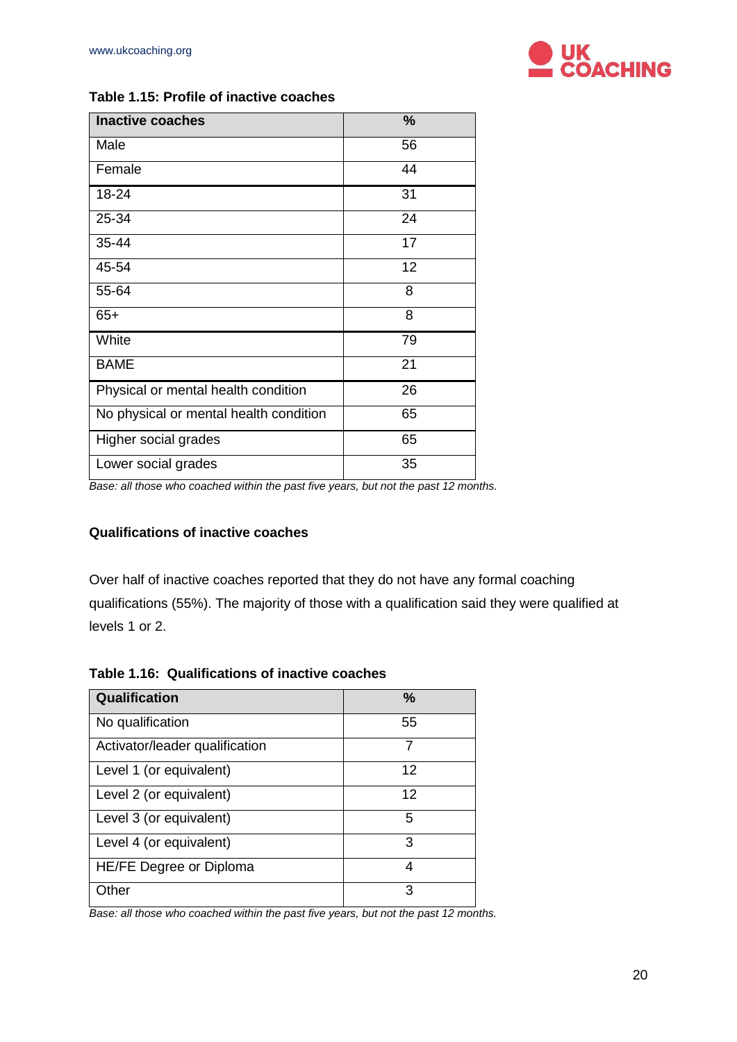**Table 1.15: Profile of inactive coaches**

| Inactive coaches | % |
|---|---|
| Male | 56 |
| Female | 44 |
| 18-24 | 31 |
| 25-34 | 24 |
| 35-44 | 17 |
| 45-54 | 12 |
| 55-64 | 8 |
| 65+ | 8 |
| White | 79 |
| BAME | 21 |
| Physical or mental health condition | 26 |
| No physical or mental health condition | 65 |
| Higher social grades | 65 |
| Lower social grades | 35 |

*Base: all those who coached within the past five years, but not the past 12 months.*

### Qualifications of inactive coaches

Over half of inactive coaches reported that they do not have any formal coaching qualifications (55%). The majority of those with a qualification said they were qualified at levels 1 or 2.

**Table 1.16: Qualifications of inactive coaches**

| Qualification | % |
|---|---|
| No qualification | 55 |
| Activator/leader qualification | 7 |
| Level 1 (or equivalent) | 12 |
| Level 2 (or equivalent) | 12 |
| Level 3 (or equivalent) | 5 |
| Level 4 (or equivalent) | 3 |
| HE/FE Degree or Diploma | 4 |
| Other | 3 |

*Base: all those who coached within the past five years, but not the past 12 months.*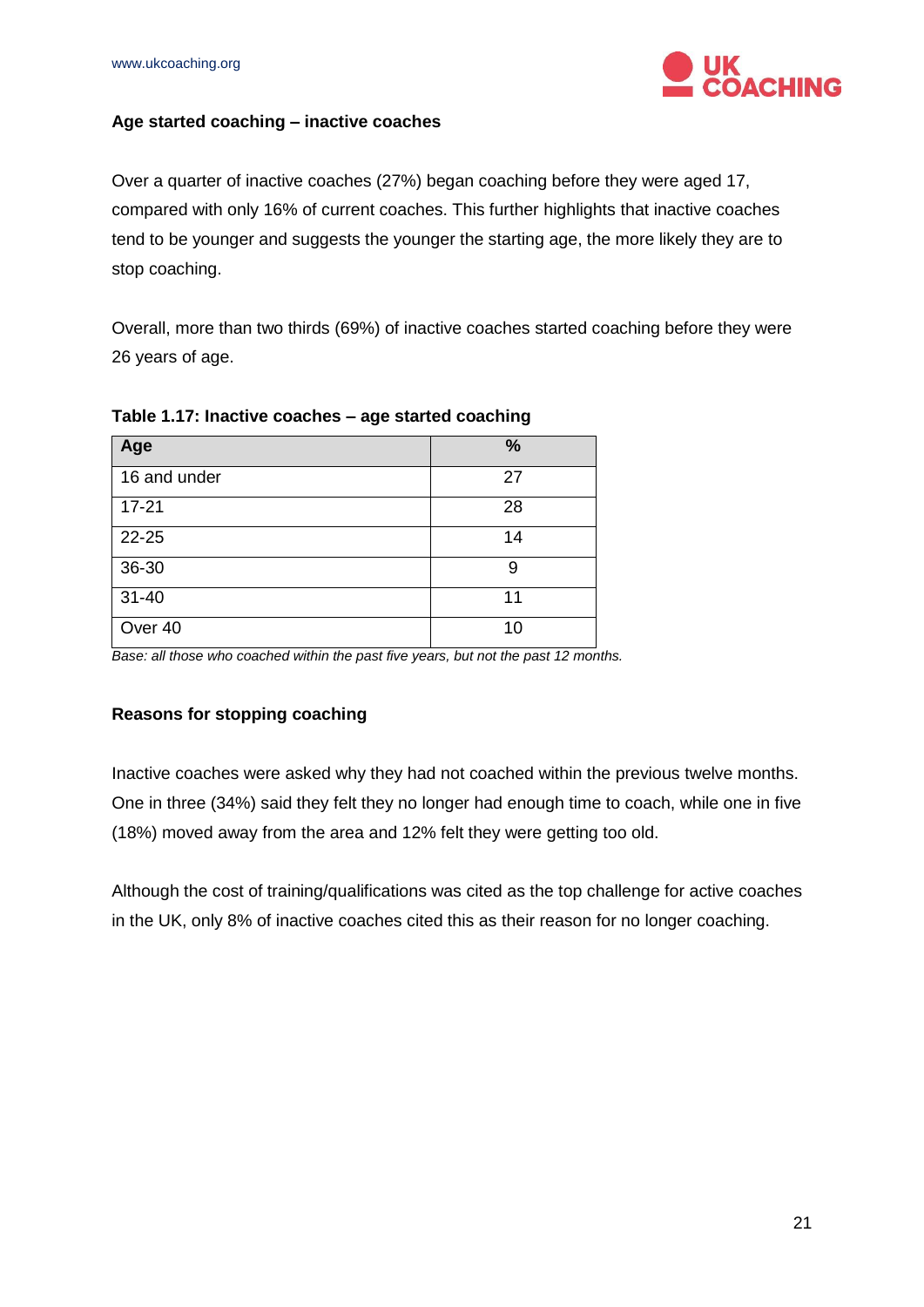### Age started coaching – inactive coaches

Over a quarter of inactive coaches (27%) began coaching before they were aged 17, compared with only 16% of current coaches. This further highlights that inactive coaches tend to be younger and suggests the younger the starting age, the more likely they are to stop coaching.

Overall, more than two thirds (69%) of inactive coaches started coaching before they were 26 years of age.

**Table 1.17: Inactive coaches – age started coaching**

| Age | % |
|---|---|
| 16 and under | 27 |
| 17-21 | 28 |
| 22-25 | 14 |
| 36-30 | 9 |
| 31-40 | 11 |
| Over 40 | 10 |

*Base: all those who coached within the past five years, but not the past 12 months.*

### Reasons for stopping coaching

Inactive coaches were asked why they had not coached within the previous twelve months. One in three (34%) said they felt they no longer had enough time to coach, while one in five (18%) moved away from the area and 12% felt they were getting too old.

Although the cost of training/qualifications was cited as the top challenge for active coaches in the UK, only 8% of inactive coaches cited this as their reason for no longer coaching.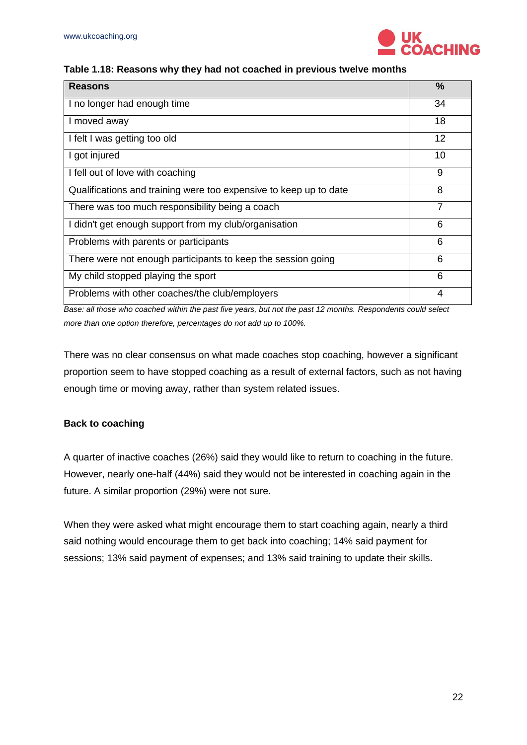**Table 1.18: Reasons why they had not coached in previous twelve months**

| Reasons | % |
|---|---|
| I no longer had enough time | 34 |
| I moved away | 18 |
| I felt I was getting too old | 12 |
| I got injured | 10 |
| I fell out of love with coaching | 9 |
| Qualifications and training were too expensive to keep up to date | 8 |
| There was too much responsibility being a coach | 7 |
| I didn't get enough support from my club/organisation | 6 |
| Problems with parents or participants | 6 |
| There were not enough participants to keep the session going | 6 |
| My child stopped playing the sport | 6 |
| Problems with other coaches/the club/employers | 4 |

*Base: all those who coached within the past five years, but not the past 12 months. Respondents could select more than one option therefore, percentages do not add up to 100%.*

There was no clear consensus on what made coaches stop coaching, however a significant proportion seem to have stopped coaching as a result of external factors, such as not having enough time or moving away, rather than system related issues.

**Back to coaching**

A quarter of inactive coaches (26%) said they would like to return to coaching in the future. However, nearly one-half (44%) said they would not be interested in coaching again in the future. A similar proportion (29%) were not sure.

When they were asked what might encourage them to start coaching again, nearly a third said nothing would encourage them to get back into coaching; 14% said payment for sessions; 13% said payment of expenses; and 13% said training to update their skills.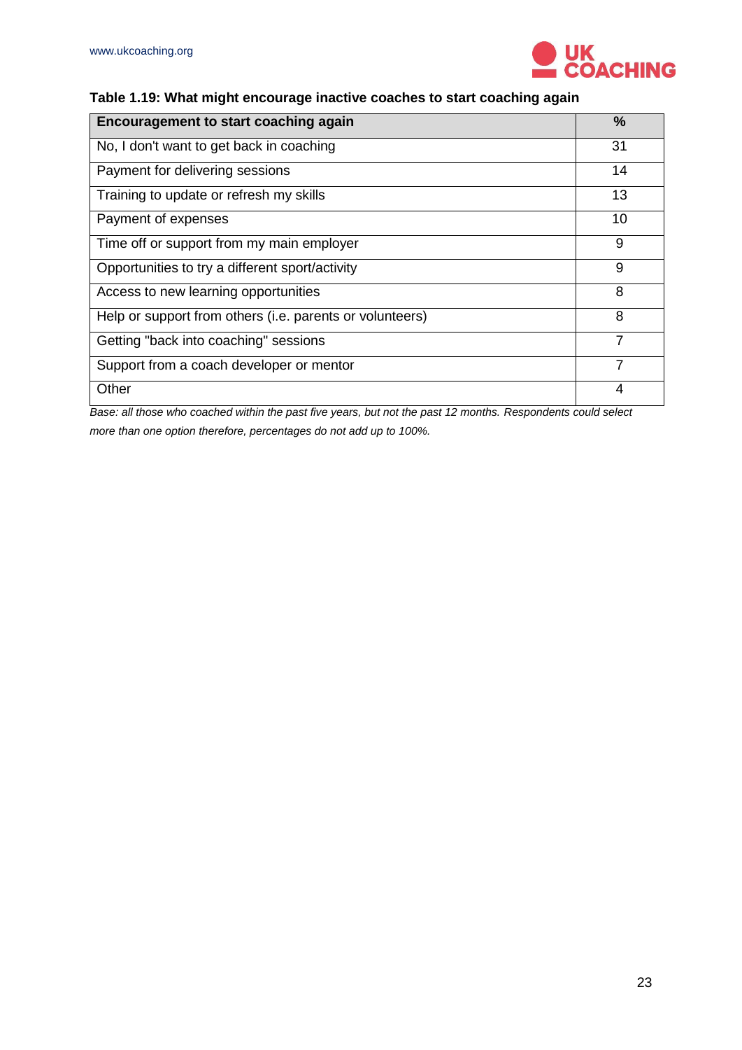**Table 1.19: What might encourage inactive coaches to start coaching again**

| Encouragement to start coaching again | % |
|---|---|
| No, I don't want to get back in coaching | 31 |
| Payment for delivering sessions | 14 |
| Training to update or refresh my skills | 13 |
| Payment of expenses | 10 |
| Time off or support from my main employer | 9 |
| Opportunities to try a different sport/activity | 9 |
| Access to new learning opportunities | 8 |
| Help or support from others (i.e. parents or volunteers) | 8 |
| Getting "back into coaching" sessions | 7 |
| Support from a coach developer or mentor | 7 |
| Other | 4 |

*Base: all those who coached within the past five years, but not the past 12 months. Respondents could select more than one option therefore, percentages do not add up to 100%.*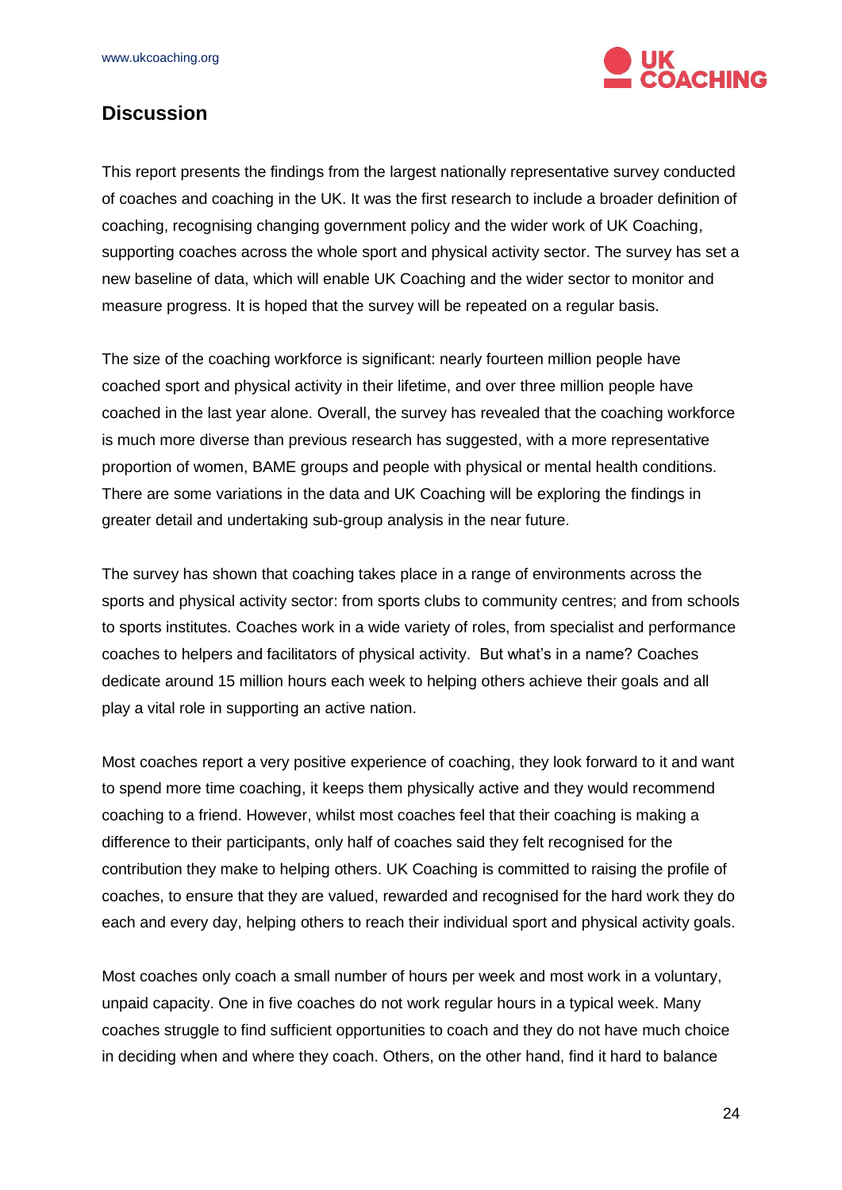## Discussion

This report presents the findings from the largest nationally representative survey conducted of coaches and coaching in the UK. It was the first research to include a broader definition of coaching, recognising changing government policy and the wider work of UK Coaching, supporting coaches across the whole sport and physical activity sector. The survey has set a new baseline of data, which will enable UK Coaching and the wider sector to monitor and measure progress. It is hoped that the survey will be repeated on a regular basis.

The size of the coaching workforce is significant: nearly fourteen million people have coached sport and physical activity in their lifetime, and over three million people have coached in the last year alone. Overall, the survey has revealed that the coaching workforce is much more diverse than previous research has suggested, with a more representative proportion of women, BAME groups and people with physical or mental health conditions. There are some variations in the data and UK Coaching will be exploring the findings in greater detail and undertaking sub-group analysis in the near future.

The survey has shown that coaching takes place in a range of environments across the sports and physical activity sector: from sports clubs to community centres; and from schools to sports institutes. Coaches work in a wide variety of roles, from specialist and performance coaches to helpers and facilitators of physical activity. But what's in a name? Coaches dedicate around 15 million hours each week to helping others achieve their goals and all play a vital role in supporting an active nation.

Most coaches report a very positive experience of coaching, they look forward to it and want to spend more time coaching, it keeps them physically active and they would recommend coaching to a friend. However, whilst most coaches feel that their coaching is making a difference to their participants, only half of coaches said they felt recognised for the contribution they make to helping others. UK Coaching is committed to raising the profile of coaches, to ensure that they are valued, rewarded and recognised for the hard work they do each and every day, helping others to reach their individual sport and physical activity goals.

Most coaches only coach a small number of hours per week and most work in a voluntary, unpaid capacity. One in five coaches do not work regular hours in a typical week. Many coaches struggle to find sufficient opportunities to coach and they do not have much choice in deciding when and where they coach. Others, on the other hand, find it hard to balance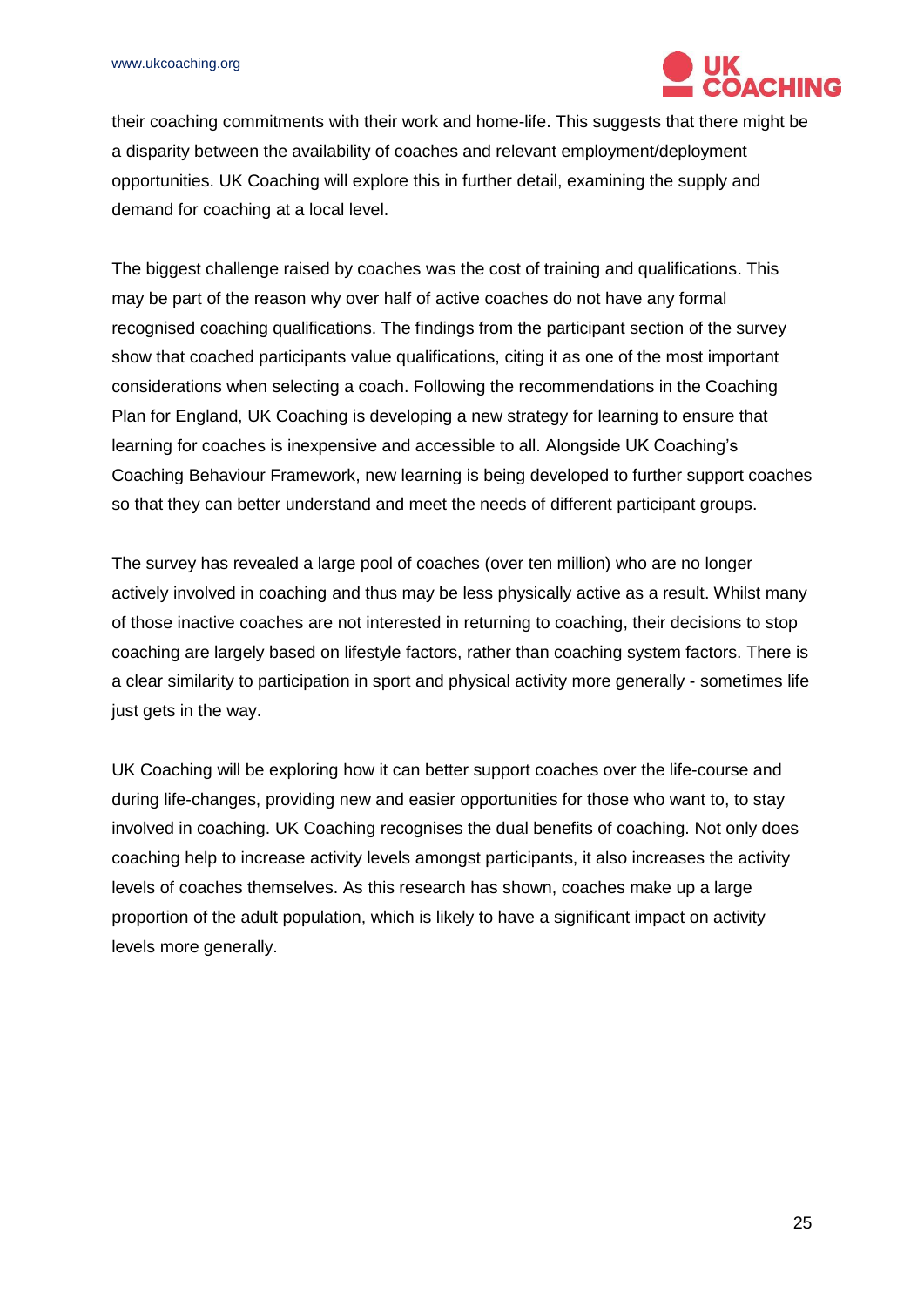their coaching commitments with their work and home-life. This suggests that there might be a disparity between the availability of coaches and relevant employment/deployment opportunities. UK Coaching will explore this in further detail, examining the supply and demand for coaching at a local level.

The biggest challenge raised by coaches was the cost of training and qualifications. This may be part of the reason why over half of active coaches do not have any formal recognised coaching qualifications. The findings from the participant section of the survey show that coached participants value qualifications, citing it as one of the most important considerations when selecting a coach. Following the recommendations in the Coaching Plan for England, UK Coaching is developing a new strategy for learning to ensure that learning for coaches is inexpensive and accessible to all. Alongside UK Coaching's Coaching Behaviour Framework, new learning is being developed to further support coaches so that they can better understand and meet the needs of different participant groups.

The survey has revealed a large pool of coaches (over ten million) who are no longer actively involved in coaching and thus may be less physically active as a result. Whilst many of those inactive coaches are not interested in returning to coaching, their decisions to stop coaching are largely based on lifestyle factors, rather than coaching system factors. There is a clear similarity to participation in sport and physical activity more generally - sometimes life just gets in the way.

UK Coaching will be exploring how it can better support coaches over the life-course and during life-changes, providing new and easier opportunities for those who want to, to stay involved in coaching. UK Coaching recognises the dual benefits of coaching. Not only does coaching help to increase activity levels amongst participants, it also increases the activity levels of coaches themselves. As this research has shown, coaches make up a large proportion of the adult population, which is likely to have a significant impact on activity levels more generally.